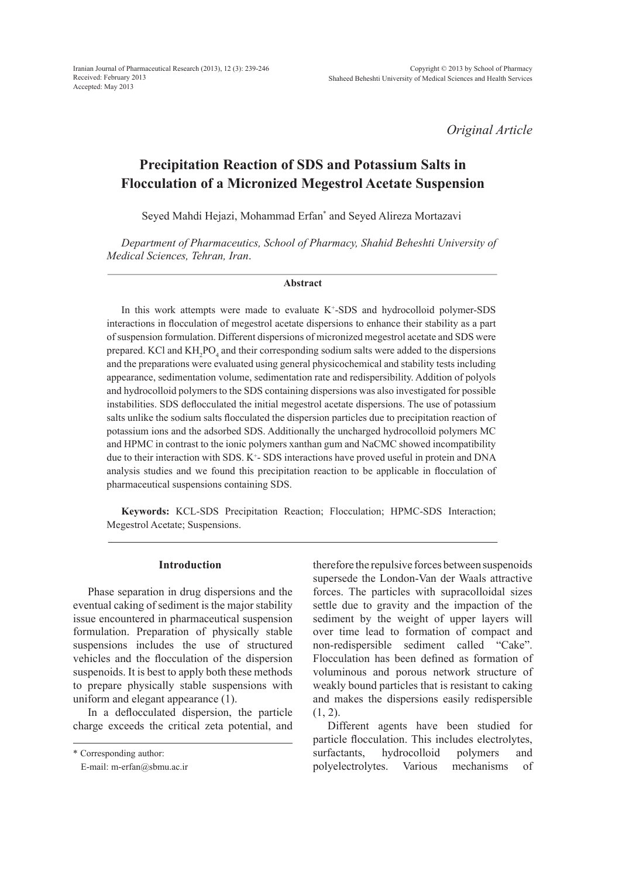*Original Article*

# Precipitation Reaction of SDS and Potassium Salts in Flocculation of a Micronized Megestrol Acetate Suspension

Seyed Mahdi Hejazi, Mohammad Erfan* and Seyed Alireza Mortazavi

*Department of Pharmaceutics, School of Pharmacy, Shahid Beheshti University of Medical Sciences, Tehran, Iran.*

### Abstract

In this work attempts were made to evaluate $K^+$-SDS and hydrocolloid polymer-SDS interactions in flocculation of megestrol acetate dispersions to enhance their stability as a part of suspension formulation. Different dispersions of micronized megestrol acetate and SDS were prepared. KCl and $KH_2PO_4$ and their corresponding sodium salts were added to the dispersions and the preparations were evaluated using general physicochemical and stability tests including appearance, sedimentation volume, sedimentation rate and redispersibility. Addition of polyols and hydrocolloid polymers to the SDS containing dispersions was also investigated for possible instabilities. SDS deflocculated the initial megestrol acetate dispersions. The use of potassium salts unlike the sodium salts flocculated the dispersion particles due to precipitation reaction of potassium ions and the adsorbed SDS. Additionally the uncharged hydrocolloid polymers MC and HPMC in contrast to the ionic polymers xanthan gum and NaCMC showed incompatibility due to their interaction with SDS. $K^+$- SDS interactions have proved useful in protein and DNA analysis studies and we found this precipitation reaction to be applicable in flocculation of pharmaceutical suspensions containing SDS.

**Keywords:** KCL-SDS Precipitation Reaction; Flocculation; HPMC-SDS Interaction; Megestrol Acetate; Suspensions.

## Introduction

Phase separation in drug dispersions and the eventual caking of sediment is the major stability issue encountered in pharmaceutical suspension formulation. Preparation of physically stable suspensions includes the use of structured vehicles and the flocculation of the dispersion suspenoids. It is best to apply both these methods to prepare physically stable suspensions with uniform and elegant appearance (1).

In a deflocculated dispersion, the particle charge exceeds the critical zeta potential, and therefore the repulsive forces between suspenoids supersede the London-Van der Waals attractive forces. The particles with supracolloidal sizes settle due to gravity and the impaction of the sediment by the weight of upper layers will over time lead to formation of compact and non-redispersible sediment called "Cake". Flocculation has been defined as formation of voluminous and porous network structure of weakly bound particles that is resistant to caking and makes the dispersions easily redispersible (1, 2).

Different agents have been studied for particle flocculation. This includes electrolytes, surfactants, hydrocolloid polymers and polyelectrolytes. Various mechanisms of

\* Corresponding author:
E-mail: m-erfan@sbmu.ac.ir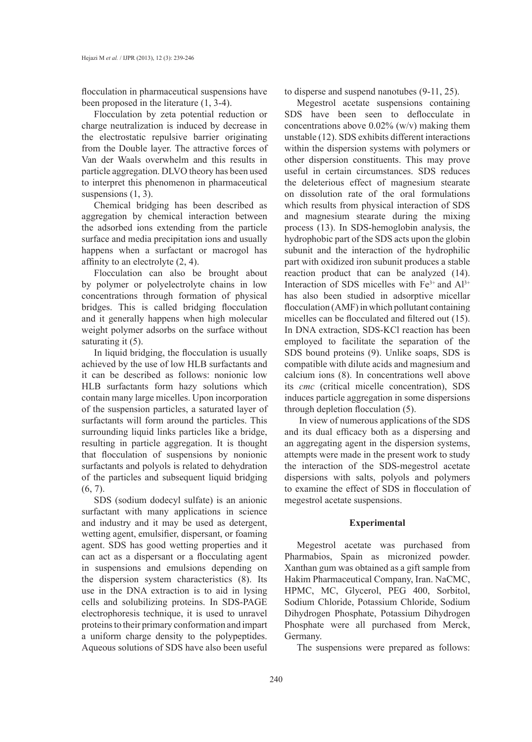flocculation in pharmaceutical suspensions have been proposed in the literature (1, 3-4).

Flocculation by zeta potential reduction or charge neutralization is induced by decrease in the electrostatic repulsive barrier originating from the Double layer. The attractive forces of Van der Waals overwhelm and this results in particle aggregation. DLVO theory has been used to interpret this phenomenon in pharmaceutical suspensions (1, 3).

Chemical bridging has been described as aggregation by chemical interaction between the adsorbed ions extending from the particle surface and media precipitation ions and usually happens when a surfactant or macrogol has affinity to an electrolyte (2, 4).

Flocculation can also be brought about by polymer or polyelectrolyte chains in low concentrations through formation of physical bridges. This is called bridging flocculation and it generally happens when high molecular weight polymer adsorbs on the surface without saturating it (5).

In liquid bridging, the flocculation is usually achieved by the use of low HLB surfactants and it can be described as follows: nonionic low HLB surfactants form hazy solutions which contain many large micelles. Upon incorporation of the suspension particles, a saturated layer of surfactants will form around the particles. This surrounding liquid links particles like a bridge, resulting in particle aggregation. It is thought that flocculation of suspensions by nonionic surfactants and polyols is related to dehydration of the particles and subsequent liquid bridging (6, 7).

SDS (sodium dodecyl sulfate) is an anionic surfactant with many applications in science and industry and it may be used as detergent, wetting agent, emulsifier, dispersant, or foaming agent. SDS has good wetting properties and it can act as a dispersant or a flocculating agent in suspensions and emulsions depending on the dispersion system characteristics (8). Its use in the DNA extraction is to aid in lysing cells and solubilizing proteins. In SDS-PAGE electrophoresis technique, it is used to unravel proteins to their primary conformation and impart a uniform charge density to the polypeptides. Aqueous solutions of SDS have also been useful to disperse and suspend nanotubes (9-11, 25).

Megestrol acetate suspensions containing SDS have been seen to deflocculate in concentrations above 0.02% (w/v) making them unstable (12). SDS exhibits different interactions within the dispersion systems with polymers or other dispersion constituents. This may prove useful in certain circumstances. SDS reduces the deleterious effect of magnesium stearate on dissolution rate of the oral formulations which results from physical interaction of SDS and magnesium stearate during the mixing process (13). In SDS-hemoglobin analysis, the hydrophobic part of the SDS acts upon the globin subunit and the interaction of the hydrophilic part with oxidized iron subunit produces a stable reaction product that can be analyzed (14). Interaction of SDS micelles with $Fe^{3+}$ and $Al^{3+}$ has also been studied in adsorptive micellar flocculation (AMF) in which pollutant containing micelles can be flocculated and filtered out (15). In DNA extraction, SDS-KCl reaction has been employed to facilitate the separation of the SDS bound proteins (9). Unlike soaps, SDS is compatible with dilute acids and magnesium and calcium ions (8). In concentrations well above its *cmc* (critical micelle concentration), SDS induces particle aggregation in some dispersions through depletion flocculation (5).

In view of numerous applications of the SDS and its dual efficacy both as a dispersing and an aggregating agent in the dispersion systems, attempts were made in the present work to study the interaction of the SDS-megestrol acetate dispersions with salts, polyols and polymers to examine the effect of SDS in flocculation of megestrol acetate suspensions.

## Experimental

Megestrol acetate was purchased from Pharmabios, Spain as micronized powder. Xanthan gum was obtained as a gift sample from Hakim Pharmaceutical Company, Iran. NaCMC, HPMC, MC, Glycerol, PEG 400, Sorbitol, Sodium Chloride, Potassium Chloride, Sodium Dihydrogen Phosphate, Potassium Dihydrogen Phosphate were all purchased from Merck, Germany.

The suspensions were prepared as follows: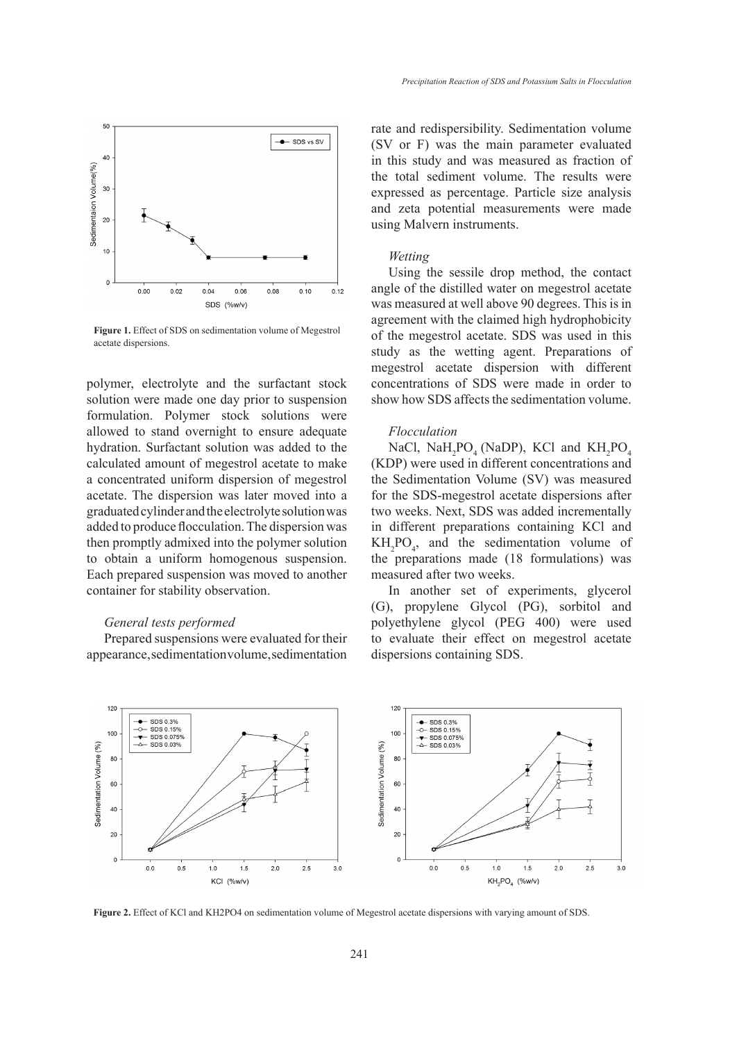Figure 1. Effect of SDS on sedimentation volume of Megestrol acetate dispersions.

polymer, electrolyte and the surfactant stock solution were made one day prior to suspension formulation. Polymer stock solutions were allowed to stand overnight to ensure adequate hydration. Surfactant solution was added to the calculated amount of megestrol acetate to make a concentrated uniform dispersion of megestrol acetate. The dispersion was later moved into a graduated cylinder and the electrolyte solution was added to produce flocculation. The dispersion was then promptly admixed into the polymer solution to obtain a uniform homogenous suspension. Each prepared suspension was moved to another container for stability observation.

*General tests performed*

Prepared suspensions were evaluated for their appearance, sedimentation volume, sedimentation rate and redispersibility. Sedimentation volume (SV or F) was the main parameter evaluated in this study and was measured as fraction of the total sediment volume. The results were expressed as percentage. Particle size analysis and zeta potential measurements were made using Malvern instruments.

*Wetting*

Using the sessile drop method, the contact angle of the distilled water on megestrol acetate was measured at well above 90 degrees. This is in agreement with the claimed high hydrophobicity of the megestrol acetate. SDS was used in this study as the wetting agent. Preparations of megestrol acetate dispersion with different concentrations of SDS were made in order to show how SDS affects the sedimentation volume.

*Flocculation*

NaCl, $NaH_2PO_4$ (NaDP), KCl and $KH_2PO_4$ (KDP) were used in different concentrations and the Sedimentation Volume (SV) was measured for the SDS-megestrol acetate dispersions after two weeks. Next, SDS was added incrementally in different preparations containing KCl and $KH_2PO_4$, and the sedimentation volume of the preparations made (18 formulations) was measured after two weeks.

In another set of experiments, glycerol (G), propylene Glycol (PG), sorbitol and polyethylene glycol (PEG 400) were used to evaluate their effect on megestrol acetate dispersions containing SDS.

Figure 2. Effect of KCl and KH2PO4 on sedimentation volume of Megestrol acetate dispersions with varying amount of SDS.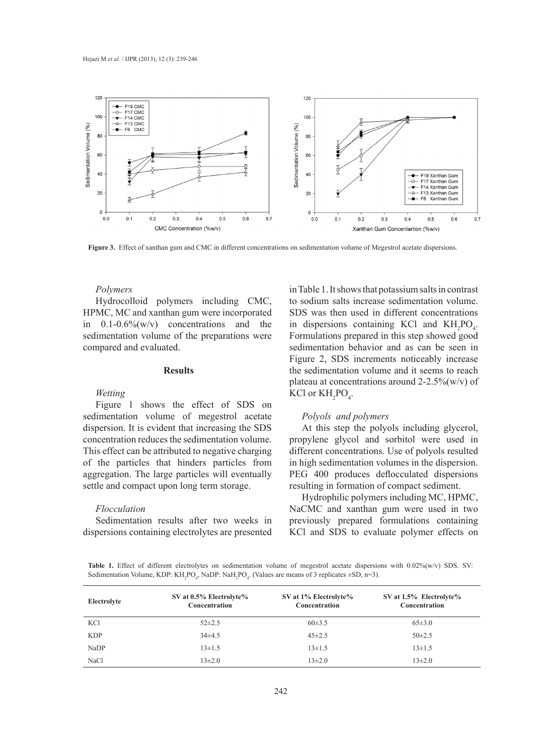Figure 3. Effect of xanthan gum and CMC in different concentrations on sedimentation volume of Megestrol acetate dispersions.

*Polymers*

Hydrocolloid polymers including CMC, HPMC, MC and xanthan gum were incorporated in 0.1-0.6%(w/v) concentrations and the sedimentation volume of the preparations were compared and evaluated.

## Results

*Wetting*

Figure 1 shows the effect of SDS on sedimentation volume of megestrol acetate dispersion. It is evident that increasing the SDS concentration reduces the sedimentation volume. This effect can be attributed to negative charging of the particles that hinders particles from aggregation. The large particles will eventually settle and compact upon long term storage.

*Flocculation*

Sedimentation results after two weeks in dispersions containing electrolytes are presented in Table 1. It shows that potassium salts in contrast to sodium salts increase sedimentation volume. SDS was then used in different concentrations in dispersions containing KCl and $KH_2PO_4$. Formulations prepared in this step showed good sedimentation behavior and as can be seen in Figure 2, SDS increments noticeably increase the sedimentation volume and it seems to reach plateau at concentrations around 2-2.5%(w/v) of KCl or $KH_2PO_4$.

*Polyols and polymers*

At this step the polyols including glycerol, propylene glycol and sorbitol were used in different concentrations. Use of polyols resulted in high sedimentation volumes in the dispersion. PEG 400 produces deflocculated dispersions resulting in formation of compact sediment.

Hydrophilic polymers including MC, HPMC, NaCMC and xanthan gum were used in two previously prepared formulations containing KCl and SDS to evaluate polymer effects on

**Table 1.** Effect of different electrolytes on sedimentation volume of megestrol acetate dispersions with 0.02%(w/v) SDS. SV: Sedimentation Volume, KDP: $KH_2PO_4$, NaDP: $NaH_2PO_4$. (Values are means of 3 replicates ±SD, n=3).

| Electrolyte | SV at 0.5% Electrolyte% Concentration | SV at 1% Electrolyte% Concentration | SV at 1.5% Electrolyte% Concentration |
|---|---|---|---|
| KCl | 52±2.5 | 60±3.5 | 65±3.0 |
| KDP | 34±4.5 | 45±2.5 | 50±2.5 |
| NaDP | 13±1.5 | 13±1.5 | 13±1.5 |
| NaCl | 13±2.0 | 13±2.0 | 13±2.0 |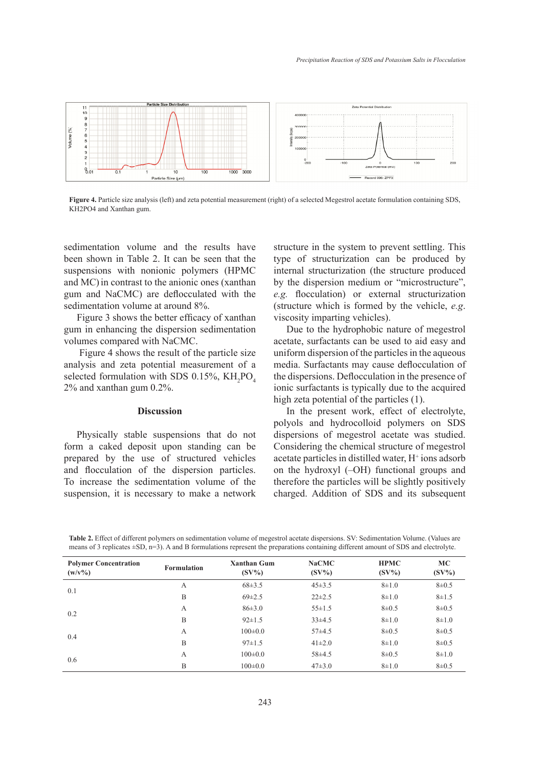**Figure 4.** Particle size analysis (left) and zeta potential measurement (right) of a selected Megestrol acetate formulation containing SDS, KH2PO4 and Xanthan gum.

sedimentation volume and the results have been shown in Table 2. It can be seen that the suspensions with nonionic polymers (HPMC and MC) in contrast to the anionic ones (xanthan gum and NaCMC) are deflocculated with the sedimentation volume at around 8%.

Figure 3 shows the better efficacy of xanthan gum in enhancing the dispersion sedimentation volumes compared with NaCMC.

Figure 4 shows the result of the particle size analysis and zeta potential measurement of a selected formulation with SDS 0.15%, $KH_2PO_4$ 2% and xanthan gum 0.2%.

## Discussion

Physically stable suspensions that do not form a caked deposit upon standing can be prepared by the use of structured vehicles and flocculation of the dispersion particles. To increase the sedimentation volume of the suspension, it is necessary to make a network structure in the system to prevent settling. This type of structurization can be produced by internal structurization (the structure produced by the dispersion medium or "microstructure", *e.g.* flocculation) or external structurization (structure which is formed by the vehicle, *e.g.* viscosity imparting vehicles).

Due to the hydrophobic nature of megestrol acetate, surfactants can be used to aid easy and uniform dispersion of the particles in the aqueous media. Surfactants may cause deflocculation of the dispersions. Deflocculation in the presence of ionic surfactants is typically due to the acquired high zeta potential of the particles (1).

In the present work, effect of electrolyte, polyols and hydrocolloid polymers on SDS dispersions of megestrol acetate was studied. Considering the chemical structure of megestrol acetate particles in distilled water, $H^+$ ions adsorb on the hydroxyl (–OH) functional groups and therefore the particles will be slightly positively charged. Addition of SDS and its subsequent

**Table 2.** Effect of different polymers on sedimentation volume of megestrol acetate dispersions. SV: Sedimentation Volume. (Values are means of 3 replicates ±SD, n=3). A and B formulations represent the preparations containing different amount of SDS and electrolyte.

| Polymer Concentration (w/v%) | Formulation | Xanthan Gum (SV%) | NaCMC (SV%) | HPMC (SV%) | MC (SV%) |
|---|---|---|---|---|---|
| 0.1 | A | 68±3.5 | 45±3.5 | 8±1.0 | 8±0.5 |
| | B | 69±2.5 | 22±2.5 | 8±1.0 | 8±1.5 |
| 0.2 | A | 86±3.0 | 55±1.5 | 8±0.5 | 8±0.5 |
| | B | 92±1.5 | 33±4.5 | 8±1.0 | 8±1.0 |
| 0.4 | A | 100±0.0 | 57±4.5 | 8±0.5 | 8±0.5 |
| | B | 97±1.5 | 41±2.0 | 8±1.0 | 8±0.5 |
| 0.6 | A | 100±0.0 | 58±4.5 | 8±0.5 | 8±1.0 |
| | B | 100±0.0 | 47±3.0 | 8±1.0 | 8±0.5 |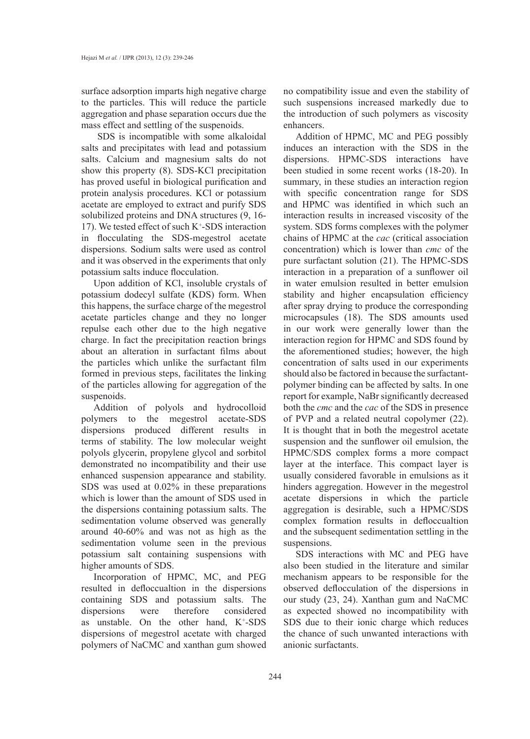surface adsorption imparts high negative charge to the particles. This will reduce the particle aggregation and phase separation occurs due the mass effect and settling of the suspenoids.

SDS is incompatible with some alkaloidal salts and precipitates with lead and potassium salts. Calcium and magnesium salts do not show this property (8). SDS-KCl precipitation has proved useful in biological purification and protein analysis procedures. KCl or potassium acetate are employed to extract and purify SDS solubilized proteins and DNA structures (9, 16-17). We tested effect of such $K^+$-SDS interaction in flocculating the SDS-megestrol acetate dispersions. Sodium salts were used as control and it was observed in the experiments that only potassium salts induce flocculation.

Upon addition of KCl, insoluble crystals of potassium dodecyl sulfate (KDS) form. When this happens, the surface charge of the megestrol acetate particles change and they no longer repulse each other due to the high negative charge. In fact the precipitation reaction brings about an alteration in surfactant films about the particles which unlike the surfactant film formed in previous steps, facilitates the linking of the particles allowing for aggregation of the suspenoids.

Addition of polyols and hydrocolloid polymers to the megestrol acetate-SDS dispersions produced different results in terms of stability. The low molecular weight polyols glycerin, propylene glycol and sorbitol demonstrated no incompatibility and their use enhanced suspension appearance and stability. SDS was used at 0.02% in these preparations which is lower than the amount of SDS used in the dispersions containing potassium salts. The sedimentation volume observed was generally around 40-60% and was not as high as the sedimentation volume seen in the previous potassium salt containing suspensions with higher amounts of SDS.

Incorporation of HPMC, MC, and PEG resulted in defloccualtion in the dispersions containing SDS and potassium salts. The dispersions were therefore considered as unstable. On the other hand, $K^+$-SDS dispersions of megestrol acetate with charged polymers of NaCMC and xanthan gum showed no compatibility issue and even the stability of such suspensions increased markedly due to the introduction of such polymers as viscosity enhancers.

Addition of HPMC, MC and PEG possibly induces an interaction with the SDS in the dispersions. HPMC-SDS interactions have been studied in some recent works (18-20). In summary, in these studies an interaction region with specific concentration range for SDS and HPMC was identified in which such an interaction results in increased viscosity of the system. SDS forms complexes with the polymer chains of HPMC at the *cac* (critical association concentration) which is lower than *cmc* of the pure surfactant solution (21). The HPMC-SDS interaction in a preparation of a sunflower oil in water emulsion resulted in better emulsion stability and higher encapsulation efficiency after spray drying to produce the corresponding microcapsules (18). The SDS amounts used in our work were generally lower than the interaction region for HPMC and SDS found by the aforementioned studies; however, the high concentration of salts used in our experiments should also be factored in because the surfactant-polymer binding can be affected by salts. In one report for example, NaBr significantly decreased both the *cmc* and the *cac* of the SDS in presence of PVP and a related neutral copolymer (22). It is thought that in both the megestrol acetate suspension and the sunflower oil emulsion, the HPMC/SDS complex forms a more compact layer at the interface. This compact layer is usually considered favorable in emulsions as it hinders aggregation. However in the megestrol acetate dispersions in which the particle aggregation is desirable, such a HPMC/SDS complex formation results in defloccualtion and the subsequent sedimentation settling in the suspensions.

SDS interactions with MC and PEG have also been studied in the literature and similar mechanism appears to be responsible for the observed deflocculation of the dispersions in our study (23, 24). Xanthan gum and NaCMC as expected showed no incompatibility with SDS due to their ionic charge which reduces the chance of such unwanted interactions with anionic surfactants.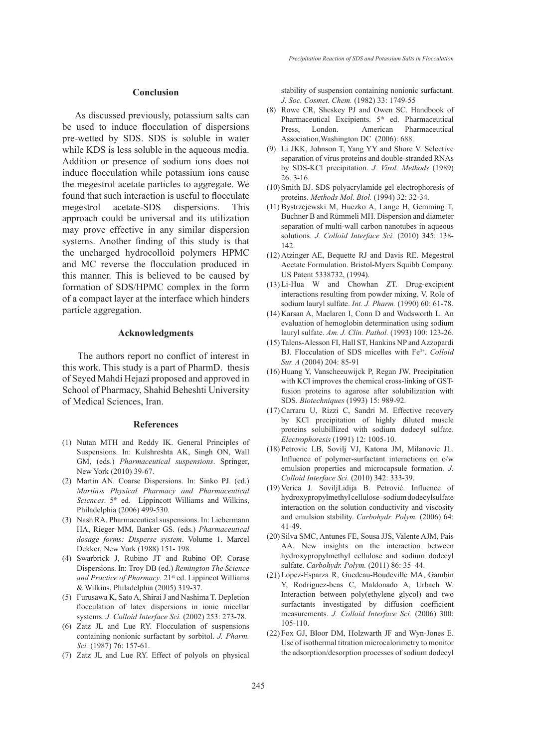## Conclusion

As discussed previously, potassium salts can be used to induce flocculation of dispersions pre-wetted by SDS. SDS is soluble in water while KDS is less soluble in the aqueous media. Addition or presence of sodium ions does not induce flocculation while potassium ions cause the megestrol acetate particles to aggregate. We found that such interaction is useful to flocculate megestrol acetate-SDS dispersions. This approach could be universal and its utilization may prove effective in any similar dispersion systems. Another finding of this study is that the uncharged hydrocolloid polymers HPMC and MC reverse the flocculation produced in this manner. This is believed to be caused by formation of SDS/HPMC complex in the form of a compact layer at the interface which hinders particle aggregation.

## Acknowledgments

The authors report no conflict of interest in this work. This study is a part of PharmD. thesis of Seyed Mahdi Hejazi proposed and approved in School of Pharmacy, Shahid Beheshti University of Medical Sciences, Iran.

## References

(1) Nutan MTH and Reddy IK. General Principles of Suspensions. In: Kulshreshta AK, Singh ON, Wall GM, (eds.) *Pharmaceutical suspensions*. Springer, New York (2010) 39-67.

(2) Martin AN. Coarse Dispersions. In: Sinko PJ. (ed.) *Martin›s Physical Pharmacy and Pharmaceutical Sciences*. 5th ed. Lippincott Williams and Wilkins, Philadelphia (2006) 499-530.

(3) Nash RA. Pharmaceutical suspensions. In: Liebermann HA, Rieger MM, Banker GS. (eds.) *Pharmaceutical dosage forms: Disperse system*. Volume 1. Marcel Dekker, New York (1988) 151- 198.

(4) Swarbrick J, Rubino JT and Rubino OP. Corase Dispersions. In: Troy DB (ed.) *Remington The Science and Practice of Pharmacy*. 21st ed. Lippincot Williams & Wilkins, Philadelphia (2005) 319-37.

(5) Furusawa K, Sato A, Shirai J and Nashima T. Depletion flocculation of latex dispersions in ionic micellar systems. *J. Colloid Interface Sci.* (2002) 253: 273-78.

(6) Zatz JL and Lue RY. Flocculation of suspensions containing nonionic surfactant by sorbitol. *J. Pharm. Sci.* (1987) 76: 157-61.

(7) Zatz JL and Lue RY. Effect of polyols on physical stability of suspension containing nonionic surfactant. *J. Soc. Cosmet. Chem.* (1982) 33: 1749-55

(8) Rowe CR, Sheskey PJ and Owen SC. Handbook of Pharmaceutical Excipients. 5th ed. Pharmaceutical Press, London. American Pharmaceutical Association,Washington DC (2006): 688.

(9) Li JKK, Johnson T, Yang YY and Shore V. Selective separation of virus proteins and double-stranded RNAs by SDS-KCl precipitation. *J. Virol. Methods* (1989) 26: 3-16.

(10) Smith BJ. SDS polyacrylamide gel electrophoresis of proteins. *Methods Mol. Biol.* (1994) 32: 32-34.

(11) Bystrzejewski M, Huczko A, Lange H, Gemming T, Büchner B and Rümmeli MH. Dispersion and diameter separation of multi-wall carbon nanotubes in aqueous solutions. *J. Colloid Interface Sci.* (2010) 345: 138-142.

(12) Atzinger AE, Bequette RJ and Davis RE. Megestrol Acetate Formulation. Bristol-Myers Squibb Company. US Patent 5338732, (1994).

(13) Li-Hua W and Chowhan ZT. Drug-excipient interactions resulting from powder mixing. V. Role of sodium lauryl sulfate. *Int. J. Pharm.* (1990) 60: 61-78.

(14) Karsan A, Maclaren I, Conn D and Wadsworth L. An evaluation of hemoglobin determination using sodium lauryl sulfate. *Am. J. Clin. Pathol.* (1993) 100: 123-26.

(15) Talens-Alesson FI, Hall ST, Hankins NP and Azzopardi BJ. Flocculation of SDS micelles with $Fe^{3+}$. *Colloid Sur. A* (2004) 204: 85-91

(16) Huang Y, Vanscheeuwijck P, Regan JW. Precipitation with KCl improves the chemical cross-linking of GST-fusion proteins to agarose after solubilization with SDS. *Biotechniques* (1993) 15: 989-92.

(17) Carraru U, Rizzi C, Sandri M. Effective recovery by KCl precipitation of highly diluted muscle proteins solubillized with sodium dodecyl sulfate. *Electrophoresis* (1991) 12: 1005-10.

(18) Petrovic LB, Sovilj VJ, Katona JM, Milanovic JL. Influence of polymer-surfactant interactions on o/w emulsion properties and microcapsule formation. *J. Colloid Interface Sci.* (2010) 342: 333-39.

(19) Verica J. SoviljLidija B. Petrović. Influence of hydroxypropylmethylcellulose–sodiumdodecylsulfate interaction on the solution conductivity and viscosity and emulsion stability. *Carbohydr. Polym.* (2006) 64: 41-49.

(20) Silva SMC, Antunes FE, Sousa JJS, Valente AJM, Pais AA. New insights on the interaction between hydroxypropylmethyl cellulose and sodium dodecyl sulfate. *Carbohydr. Polym.* (2011) 86: 35–44.

(21) Lopez-Esparza R, Guedeau-Boudeville MA, Gambin Y, Rodriguez-beas C, Maldonado A, Urbach W. Interaction between poly(ethylene glycol) and two surfactants investigated by diffusion coefficient measurements. *J. Colloid Interface Sci.* (2006) 300: 105-110.

(22) Fox GJ, Bloor DM, Holzwarth JF and Wyn-Jones E. Use of isothermal titration microcalorimetry to monitor the adsorption/desorption processes of sodium dodecyl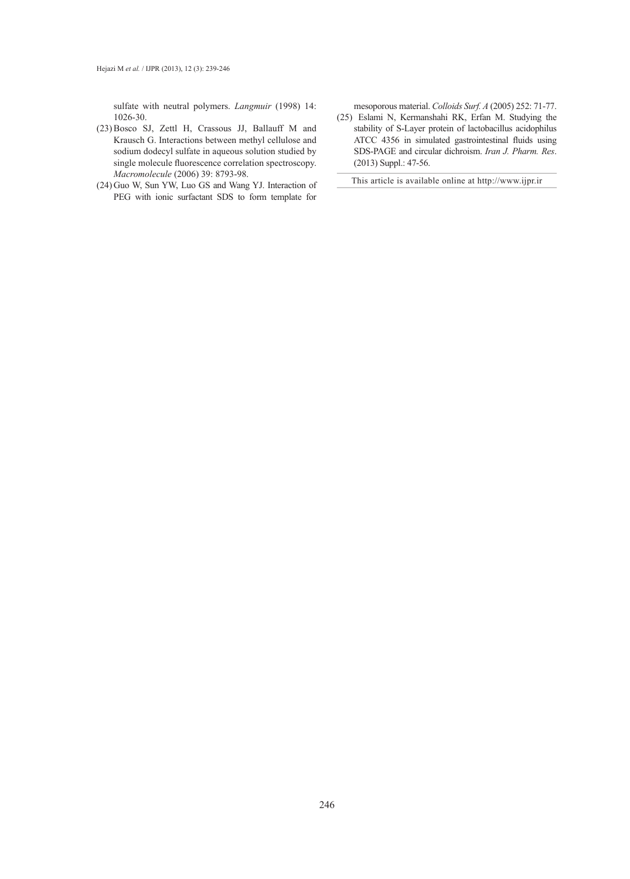sulfate with neutral polymers. *Langmuir* (1998) 14: 1026-30.

(23) Bosco SJ, Zettl H, Crassous JJ, Ballauff M and Krausch G. Interactions between methyl cellulose and sodium dodecyl sulfate in aqueous solution studied by single molecule fluorescence correlation spectroscopy. *Macromolecule* (2006) 39: 8793-98.

(24) Guo W, Sun YW, Luo GS and Wang YJ. Interaction of PEG with ionic surfactant SDS to form template for mesoporous material. *Colloids Surf. A* (2005) 252: 71-77.

(25) Eslami N, Kermanshahi RK, Erfan M. Studying the stability of S-Layer protein of lactobacillus acidophilus ATCC 4356 in simulated gastrointestinal fluids using SDS-PAGE and circular dichroism. *Iran J. Pharm. Res*. (2013) Suppl.: 47-56.

This article is available online at http://www.ijpr.ir